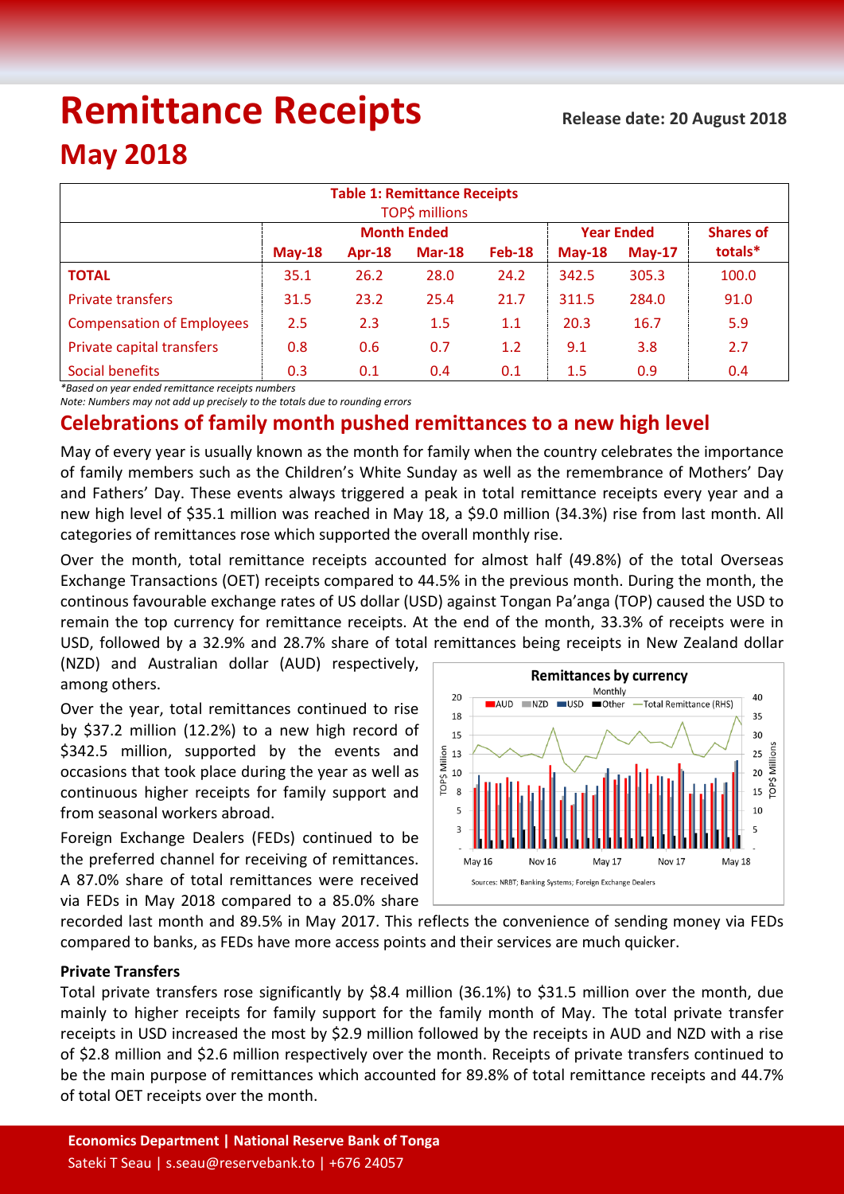# Remittance Receipts

**Release date: 20 August 2018**

# May 2018

| **Table 1: Remittance Receipts** TOP$ millions | | | | | | | |
|---|---|---|---|---|---|---|---|
| | **Month Ended** | | | | **Year Ended** | | **Shares of totals*** |
| | **May-18** | **Apr-18** | **Mar-18** | **Feb-18** | **May-18** | **May-17** | |
| **TOTAL** | 35.1 | 26.2 | 28.0 | 24.2 | 342.5 | 305.3 | 100.0 |
| Private transfers | 31.5 | 23.2 | 25.4 | 21.7 | 311.5 | 284.0 | 91.0 |
| Compensation of Employees | 2.5 | 2.3 | 1.5 | 1.1 | 20.3 | 16.7 | 5.9 |
| Private capital transfers | 0.8 | 0.6 | 0.7 | 1.2 | 9.1 | 3.8 | 2.7 |
| Social benefits | 0.3 | 0.1 | 0.4 | 0.1 | 1.5 | 0.9 | 0.4 |

*\*Based on year ended remittance receipts numbers*

*Note: Numbers may not add up precisely to the totals due to rounding errors*

## Celebrations of family month pushed remittances to a new high level

May of every year is usually known as the month for family when the country celebrates the importance of family members such as the Children's White Sunday as well as the remembrance of Mothers' Day and Fathers' Day. These events always triggered a peak in total remittance receipts every year and a new high level of $35.1 million was reached in May 18, a $9.0 million (34.3%) rise from last month. All categories of remittances rose which supported the overall monthly rise.

Over the month, total remittance receipts accounted for almost half (49.8%) of the total Overseas Exchange Transactions (OET) receipts compared to 44.5% in the previous month. During the month, the continous favourable exchange rates of US dollar (USD) against Tongan Pa'anga (TOP) caused the USD to remain the top currency for remittance receipts. At the end of the month, 33.3% of receipts were in USD, followed by a 32.9% and 28.7% share of total remittances being receipts in New Zealand dollar (NZD) and Australian dollar (AUD) respectively, among others.

Over the year, total remittances continued to rise by $37.2 million (12.2%) to a new high record of $342.5 million, supported by the events and occasions that took place during the year as well as continuous higher receipts for family support and from seasonal workers abroad.

Foreign Exchange Dealers (FEDs) continued to be the preferred channel for receiving of remittances. A 87.0% share of total remittances were received via FEDs in May 2018 compared to a 85.0% share recorded last month and 89.5% in May 2017. This reflects the convenience of sending money via FEDs compared to banks, as FEDs have more access points and their services are much quicker.

### Private Transfers

Total private transfers rose significantly by $8.4 million (36.1%) to $31.5 million over the month, due mainly to higher receipts for family support for the family month of May. The total private transfer receipts in USD increased the most by $2.9 million followed by the receipts in AUD and NZD with a rise of $2.8 million and $2.6 million respectively over the month. Receipts of private transfers continued to be the main purpose of remittances which accounted for 89.8% of total remittance receipts and 44.7% of total OET receipts over the month.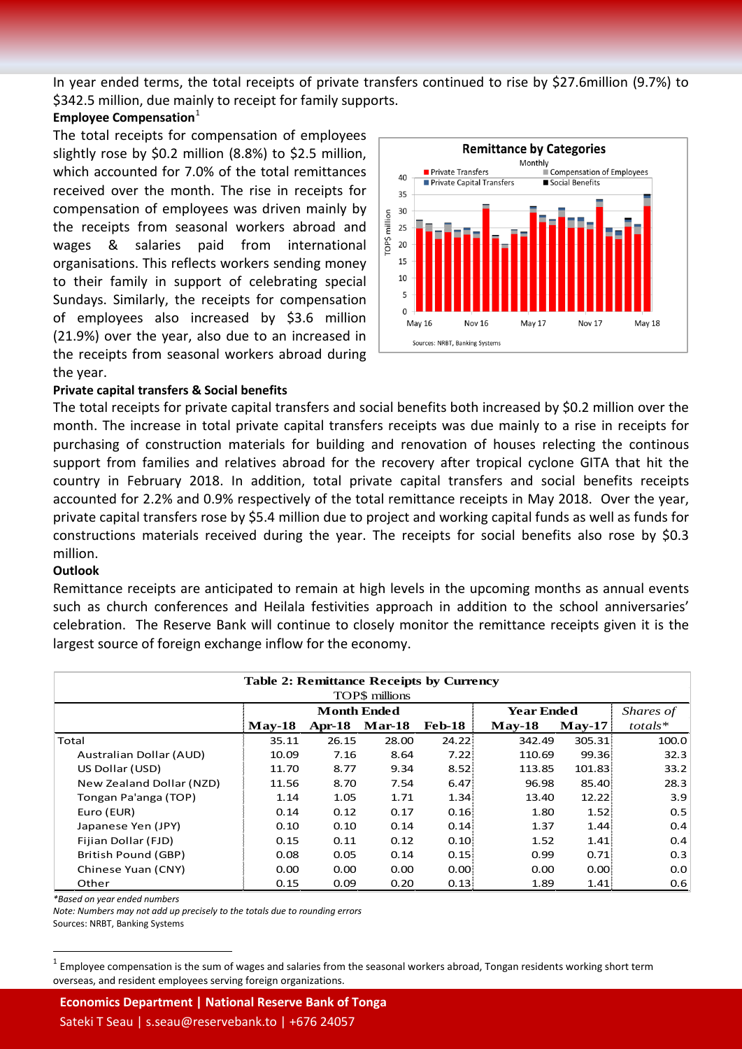In year ended terms, the total receipts of private transfers continued to rise by $27.6million (9.7%) to $342.5 million, due mainly to receipt for family supports.

**Employee Compensation**[1]

The total receipts for compensation of employees slightly rose by $0.2 million (8.8%) to $2.5 million, which accounted for 7.0% of the total remittances received over the month. The rise in receipts for compensation of employees was driven mainly by the receipts from seasonal workers abroad and wages & salaries paid from international organisations. This reflects workers sending money to their family in support of celebrating special Sundays. Similarly, the receipts for compensation of employees also increased by $3.6 million (21.9%) over the year, also due to an increased in the receipts from seasonal workers abroad during the year.

Remittance by Categories
Monthly
Private Transfers
Compensation of Employees
Private Capital Transfers
Social Benefits
TOP$ million
40
35
30
25
20
15
10
5
0
May 16
Nov 16
May 17
Nov 17
May 18
Sources: NRBT, Banking Systems

**Private capital transfers & Social benefits**

The total receipts for private capital transfers and social benefits both increased by $0.2 million over the month. The increase in total private capital transfers receipts was due mainly to a rise in receipts for purchasing of construction materials for building and renovation of houses relecting the continous support from families and relatives abroad for the recovery after tropical cyclone GITA that hit the country in February 2018. In addition, total private capital transfers and social benefits receipts accounted for 2.2% and 0.9% respectively of the total remittance receipts in May 2018. Over the year, private capital transfers rose by $5.4 million due to project and working capital funds as well as funds for constructions materials received during the year. The receipts for social benefits also rose by $0.3 million.

**Outlook**

Remittance receipts are anticipated to remain at high levels in the upcoming months as annual events such as church conferences and Heilala festivities approach in addition to the school anniversaries' celebration. The Reserve Bank will continue to closely monitor the remittance receipts given it is the largest source of foreign exchange inflow for the economy.

**Table 2: Remittance Receipts by Currency**
TOP$ millions

| | Month Ended | | | | Year Ended | | Shares of |
|---|---|---|---|---|---|---|---|
| | May-18 | Apr-18 | Mar-18 | Feb-18 | May-18 | May-17 | totals* |
| Total | 35.11 | 26.15 | 28.00 | 24.22 | 342.49 | 305.31 | 100.0 |
| Australian Dollar (AUD) | 10.09 | 7.16 | 8.64 | 7.22 | 110.69 | 99.36 | 32.3 |
| US Dollar (USD) | 11.70 | 8.77 | 9.34 | 8.52 | 113.85 | 101.83 | 33.2 |
| New Zealand Dollar (NZD) | 11.56 | 8.70 | 7.54 | 6.47 | 96.98 | 85.40 | 28.3 |
| Tongan Pa'anga (TOP) | 1.14 | 1.05 | 1.71 | 1.34 | 13.40 | 12.22 | 3.9 |
| Euro (EUR) | 0.14 | 0.12 | 0.17 | 0.16 | 1.80 | 1.52 | 0.5 |
| Japanese Yen (JPY) | 0.10 | 0.10 | 0.14 | 0.14 | 1.37 | 1.44 | 0.4 |
| Fijian Dollar (FJD) | 0.15 | 0.11 | 0.12 | 0.10 | 1.52 | 1.41 | 0.4 |
| British Pound (GBP) | 0.08 | 0.05 | 0.14 | 0.15 | 0.99 | 0.71 | 0.3 |
| Chinese Yuan (CNY) | 0.00 | 0.00 | 0.00 | 0.00 | 0.00 | 0.00 | 0.0 |
| Other | 0.15 | 0.09 | 0.20 | 0.13 | 1.89 | 1.41 | 0.6 |

*\*Based on year ended numbers*

*Note: Numbers may not add up precisely to the totals due to rounding errors*

Sources: NRBT, Banking Systems

[1] Employee compensation is the sum of wages and salaries from the seasonal workers abroad, Tongan residents working short term overseas, and resident employees serving foreign organizations.

**Economics Department | National Reserve Bank of Tonga**

Sateki T Seau | s.seau@reservebank.to | +676 24057